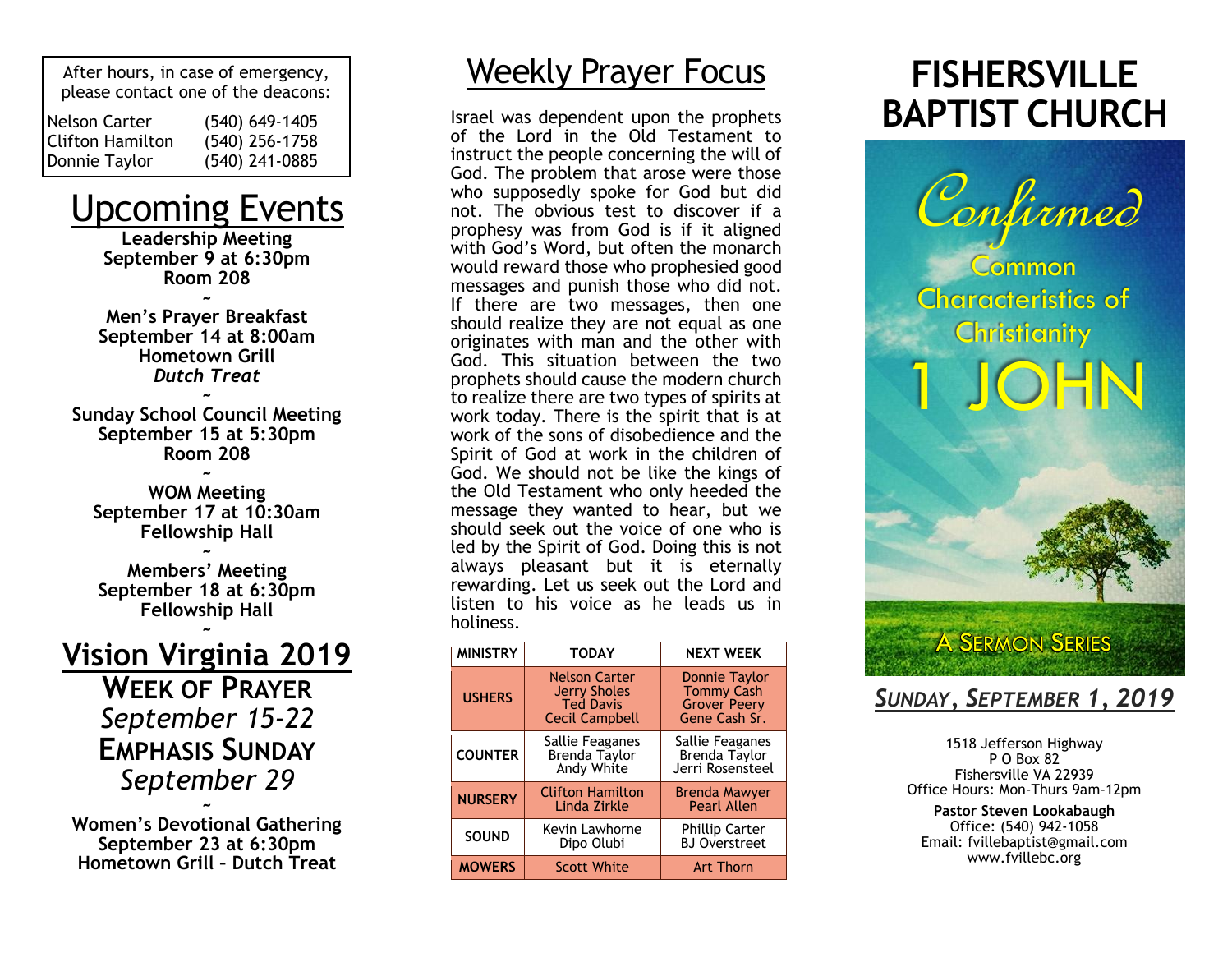After hours, in case of emergency, please contact one of the deacons:

| | |
|---|---|
| Nelson Carter | (540) 649-1405 |
| Clifton Hamilton | (540) 256-1758 |
| Donnie Taylor | (540) 241-0885 |

# Upcoming Events

**Leadership Meeting**
**September 9 at 6:30pm**
**Room 208**

~

**Men's Prayer Breakfast**
**September 14 at 8:00am**
**Hometown Grill**
***Dutch Treat***

~

**Sunday School Council Meeting**
**September 15 at 5:30pm**
**Room 208**

~

**WOM Meeting**
**September 17 at 10:30am**
**Fellowship Hall**

~

**Members' Meeting**
**September 18 at 6:30pm**
**Fellowship Hall**

~

## Vision Virginia 2019

**WEEK OF PRAYER**
*September 15-22*
**EMPHASIS SUNDAY**
*September 29*

~

**Women's Devotional Gathering**
**September 23 at 6:30pm**
**Hometown Grill – Dutch Treat**

# Weekly Prayer Focus

Israel was dependent upon the prophets of the Lord in the Old Testament to instruct the people concerning the will of God. The problem that arose were those who supposedly spoke for God but did not. The obvious test to discover if a prophesy was from God is if it aligned with God's Word, but often the monarch would reward those who prophesied good messages and punish those who did not. If there are two messages, then one should realize they are not equal as one originates with man and the other with God. This situation between the two prophets should cause the modern church to realize there are two types of spirits at work today. There is the spirit that is at work of the sons of disobedience and the Spirit of God at work in the children of God. We should not be like the kings of the Old Testament who only heeded the message they wanted to hear, but we should seek out the voice of one who is led by the Spirit of God. Doing this is not always pleasant but it is eternally rewarding. Let us seek out the Lord and listen to his voice as he leads us in holiness.

| MINISTRY | TODAY | NEXT WEEK |
|---|---|---|
| USHERS | Nelson Carter<br>Jerry Sholes<br>Ted Davis<br>Cecil Campbell | Donnie Taylor<br>Tommy Cash<br>Grover Peery<br>Gene Cash Sr. |
| COUNTER | Sallie Feaganes<br>Brenda Taylor<br>Andy White | Sallie Feaganes<br>Brenda Taylor<br>Jerri Rosensteel |
| NURSERY | Clifton Hamilton<br>Linda Zirkle | Brenda Mawyer<br>Pearl Allen |
| SOUND | Kevin Lawhorne<br>Dipo Olubi | Phillip Carter<br>BJ Overstreet |
| MOWERS | Scott White | Art Thorn |

# FISHERSVILLE BAPTIST CHURCH

*Confirmed*
Common Characteristics of Christianity
1 JOHN
A SERMON SERIES

***SUNDAY, SEPTEMBER 1, 2019***

1518 Jefferson Highway
P O Box 82
Fishersville VA 22939
Office Hours: Mon-Thurs 9am-12pm

**Pastor Steven Lookabaugh**
Office: (540) 942-1058
Email: fvillebaptist@gmail.com
www.fvillebc.org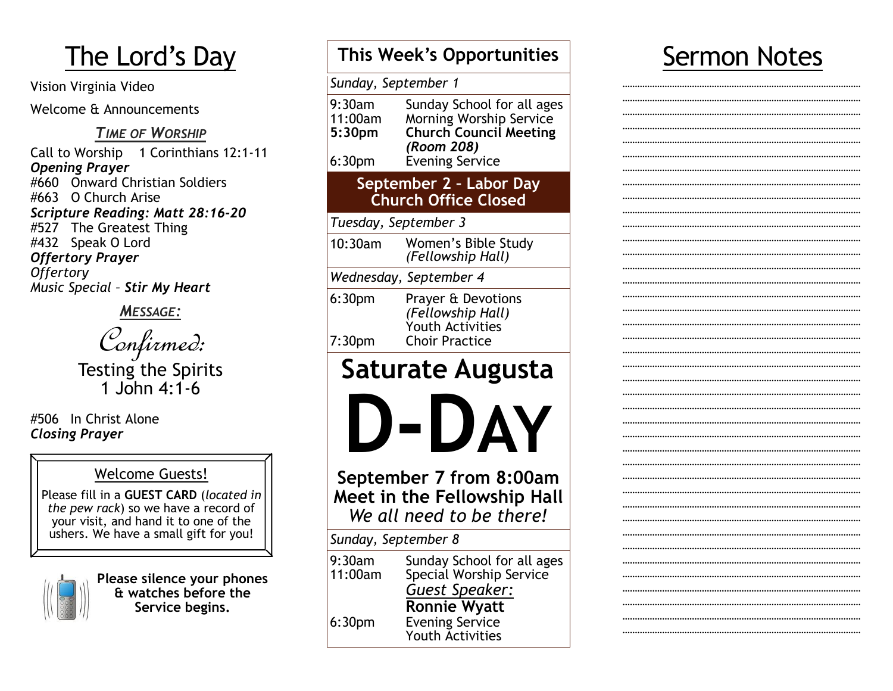# The Lord's Day

Vision Virginia Video

Welcome & Announcements

## *Time of Worship*

Call to Worship  1 Corinthians 12:1-11
***Opening Prayer***
#660 Onward Christian Soldiers
#663 O Church Arise
***Scripture Reading: Matt 28:16-20***
#527 The Greatest Thing
#432 Speak O Lord
***Offertory Prayer***
*Offertory*
*Music Special* – ***Stir My Heart***

## *Message:*

*Confirmed:*
Testing the Spirits
1 John 4:1-6

#506 In Christ Alone
***Closing Prayer***

### Welcome Guests!

Please fill in a **GUEST CARD** (*located in the pew rack*) so we have a record of your visit, and hand it to one of the ushers. We have a small gift for you!

**Please silence your phones & watches before the Service begins.**

## This Week's Opportunities

*Sunday, September 1*

| | |
|---|---|
| 9:30am | Sunday School for all ages |
| 11:00am | Morning Worship Service |
| **5:30pm** | **Church Council Meeting *(Room 208)*** |
| 6:30pm | Evening Service |

**September 2 – Labor Day**
**Church Office Closed**

*Tuesday, September 3*

| | |
|---|---|
| 10:30am | Women's Bible Study *(Fellowship Hall)* |

*Wednesday, September 4*

| | |
|---|---|
| 6:30pm | Prayer & Devotions *(Fellowship Hall)* Youth Activities |
| 7:30pm | Choir Practice |

**Saturate Augusta**

# D-Day

**September 7 from 8:00am**
**Meet in the Fellowship Hall**
***We all need to be there!***

*Sunday, September 8*

| | |
|---|---|
| 9:30am | Sunday School for all ages |
| 11:00am | Special Worship Service *Guest Speaker:* **Ronnie Wyatt** |
| 6:30pm | Evening Service Youth Activities |

# Sermon Notes